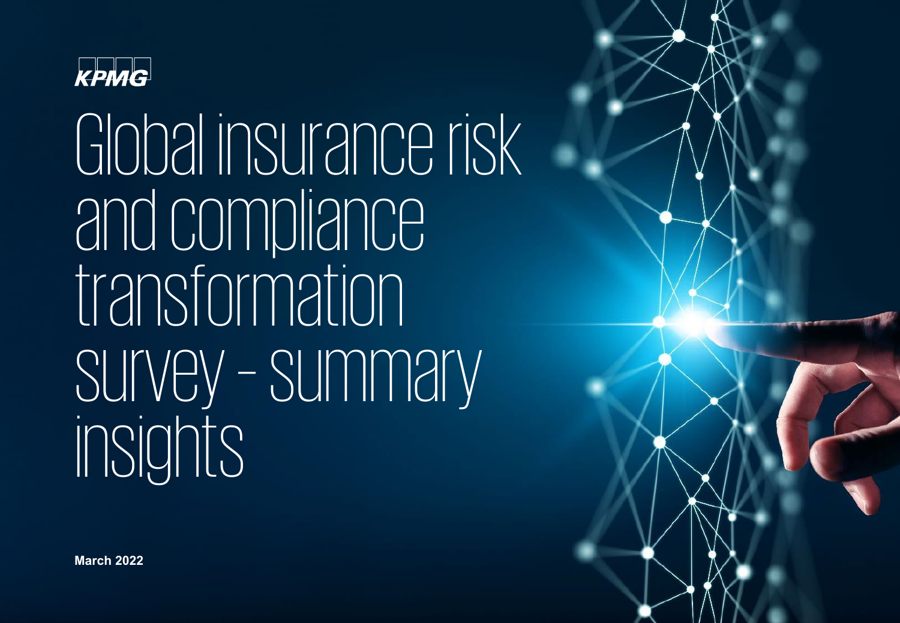KPMG

# Global insurance risk and compliance transformation survey - summary insights

**March 2022**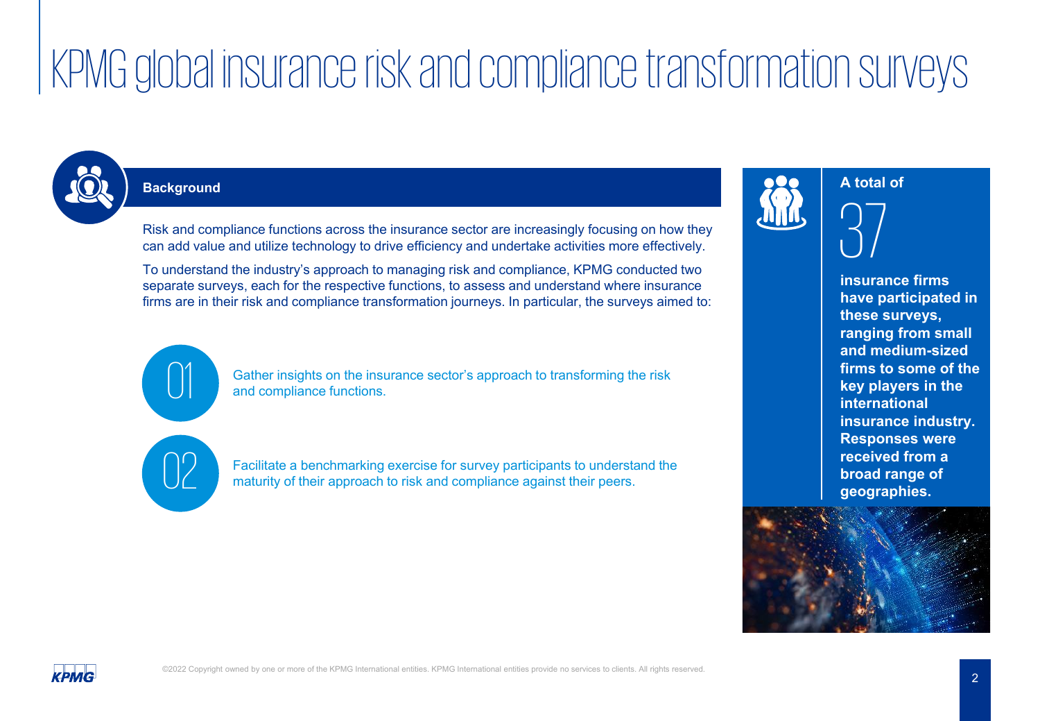# KPMG global insurance risk and compliance transformation surveys

## Background

Risk and compliance functions across the insurance sector are increasingly focusing on how they can add value and utilize technology to drive efficiency and undertake activities more effectively.

To understand the industry's approach to managing risk and compliance, KPMG conducted two separate surveys, each for the respective functions, to assess and understand where insurance firms are in their risk and compliance transformation journeys. In particular, the surveys aimed to:

01 Gather insights on the insurance sector's approach to transforming the risk and compliance functions.

02 Facilitate a benchmarking exercise for survey participants to understand the maturity of their approach to risk and compliance against their peers.

**A total of**

37

**insurance firms have participated in these surveys, ranging from small and medium-sized firms to some of the key players in the international insurance industry. Responses were received from a broad range of geographies.**

©2022 Copyright owned by one or more of the KPMG International entities. KPMG International entities provide no services to clients. All rights reserved.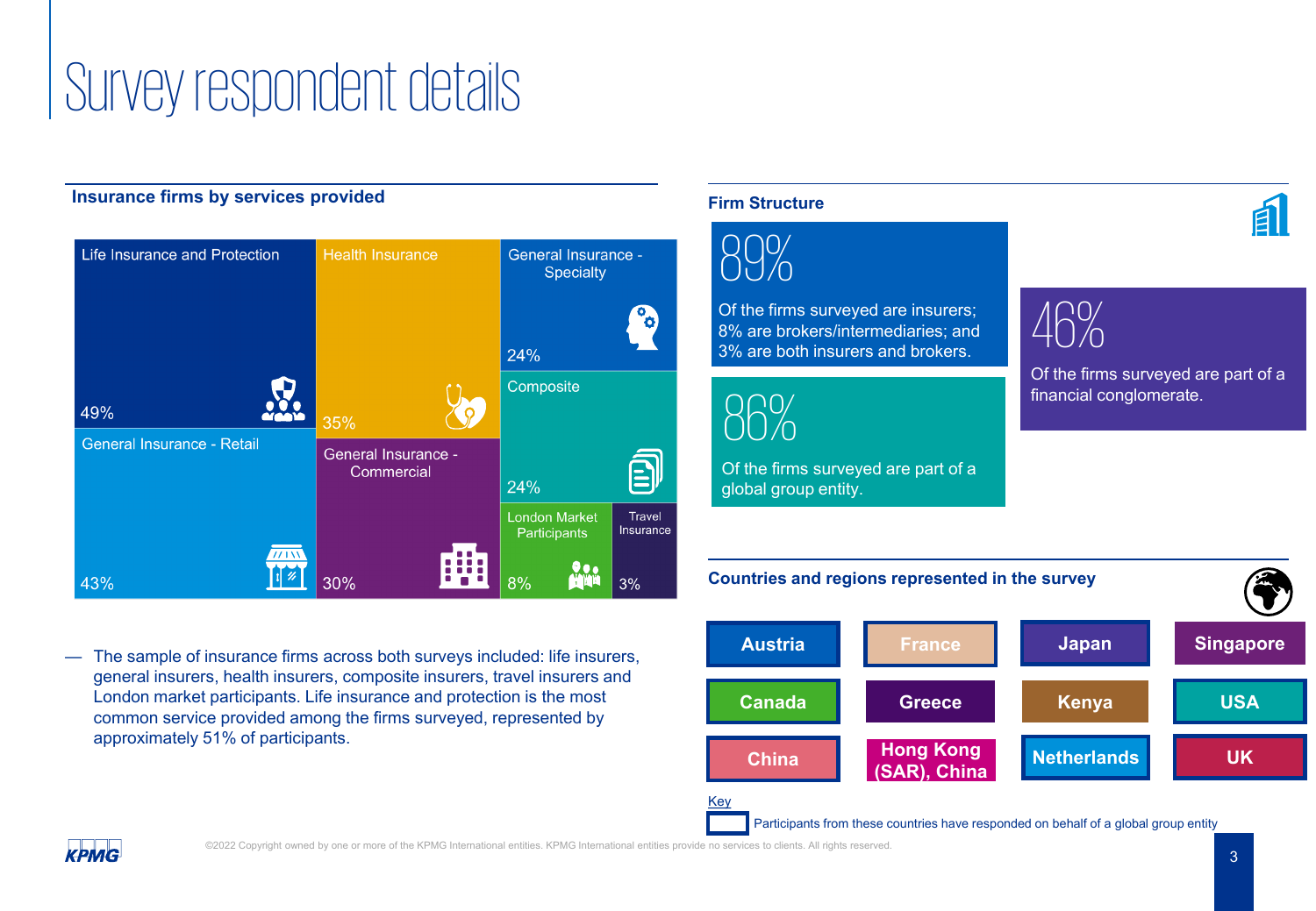# Survey respondent details

## Insurance firms by services provided

| Service | Percentage |
| --- | --- |
| Life Insurance and Protection | 49% |
| General Insurance - Retail | 43% |
| Health Insurance | 35% |
| General Insurance - Commercial | 30% |
| General Insurance - Specialty | 24% |
| Composite | 24% |
| London Market Participants | 8% |
| Travel Insurance | 3% |

— The sample of insurance firms across both surveys included: life insurers, general insurers, health insurers, composite insurers, travel insurers and London market participants. Life insurance and protection is the most common service provided among the firms surveyed, represented by approximately 51% of participants.

## Firm Structure

**89%**

Of the firms surveyed are insurers; 8% are brokers/intermediaries; and 3% are both insurers and brokers.

**86%**

Of the firms surveyed are part of a global group entity.

**46%**

Of the firms surveyed are part of a financial conglomerate.

## Countries and regions represented in the survey

| | | | |
| --- | --- | --- | --- |
| Austria | France | Japan | Singapore |
| Canada | Greece | Kenya | USA |
| China | Hong Kong (SAR), China | Netherlands | UK |

Key

Participants from these countries have responded on behalf of a global group entity

©2022 Copyright owned by one or more of the KPMG International entities. KPMG International entities provide no services to clients. All rights reserved.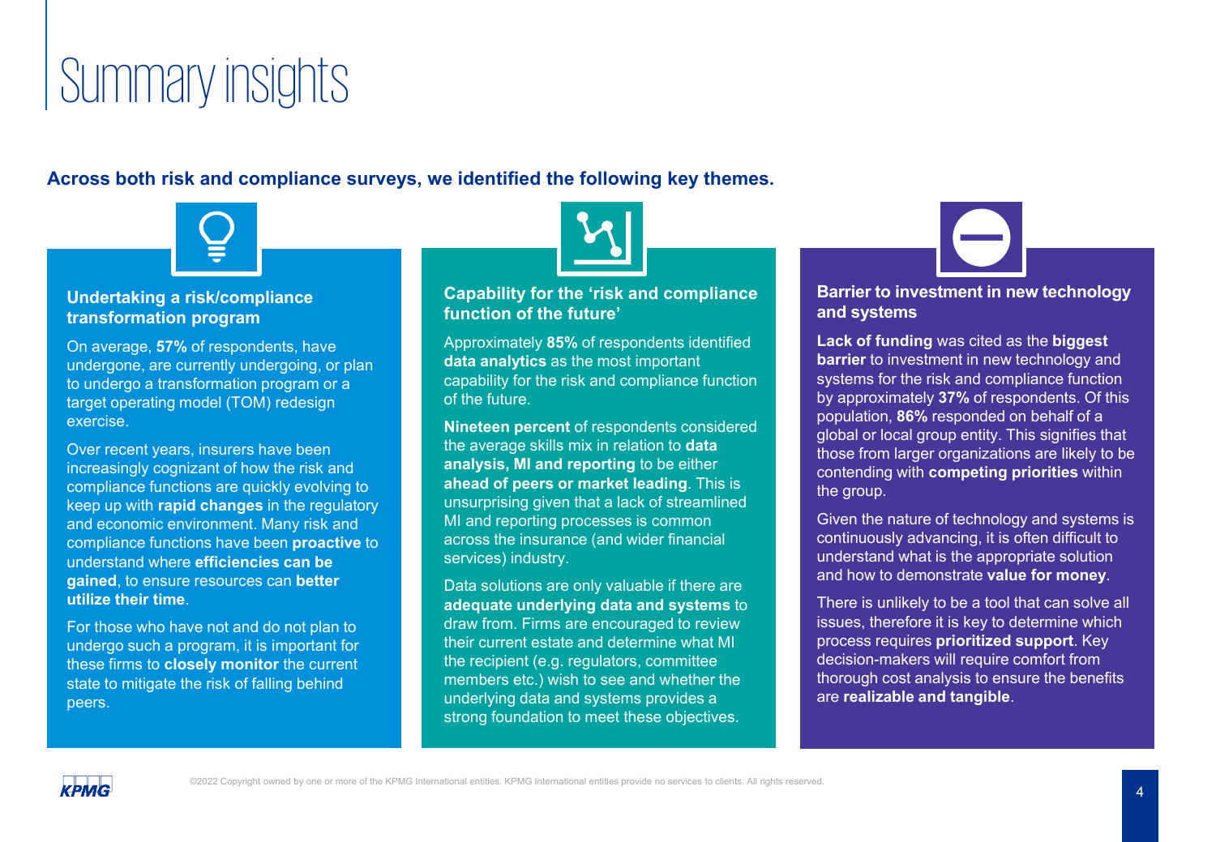# Summary insights

**Across both risk and compliance surveys, we identified the following key themes.**

## Undertaking a risk/compliance transformation program

On average, **57%** of respondents, have undergone, are currently undergoing, or plan to undergo a transformation program or a target operating model (TOM) redesign exercise.

Over recent years, insurers have been increasingly cognizant of how the risk and compliance functions are quickly evolving to keep up with **rapid changes** in the regulatory and economic environment. Many risk and compliance functions have been **proactive** to understand where **efficiencies can be gained**, to ensure resources can **better utilize their time**.

For those who have not and do not plan to undergo such a program, it is important for these firms to **closely monitor** the current state to mitigate the risk of falling behind peers.

## Capability for the 'risk and compliance function of the future'

Approximately **85%** of respondents identified **data analytics** as the most important capability for the risk and compliance function of the future.

**Nineteen percent** of respondents considered the average skills mix in relation to **data analysis, MI and reporting** to be either **ahead of peers or market leading**. This is unsurprising given that a lack of streamlined MI and reporting processes is common across the insurance (and wider financial services) industry.

Data solutions are only valuable if there are **adequate underlying data and systems** to draw from. Firms are encouraged to review their current estate and determine what MI the recipient (e.g. regulators, committee members etc.) wish to see and whether the underlying data and systems provides a strong foundation to meet these objectives.

## Barrier to investment in new technology and systems

**Lack of funding** was cited as the **biggest barrier** to investment in new technology and systems for the risk and compliance function by approximately **37%** of respondents. Of this population, **86%** responded on behalf of a global or local group entity. This signifies that those from larger organizations are likely to be contending with **competing priorities** within the group.

Given the nature of technology and systems is continuously advancing, it is often difficult to understand what is the appropriate solution and how to demonstrate **value for money**.

There is unlikely to be a tool that can solve all issues, therefore it is key to determine which process requires **prioritized support**. Key decision-makers will require comfort from thorough cost analysis to ensure the benefits are **realizable and tangible**.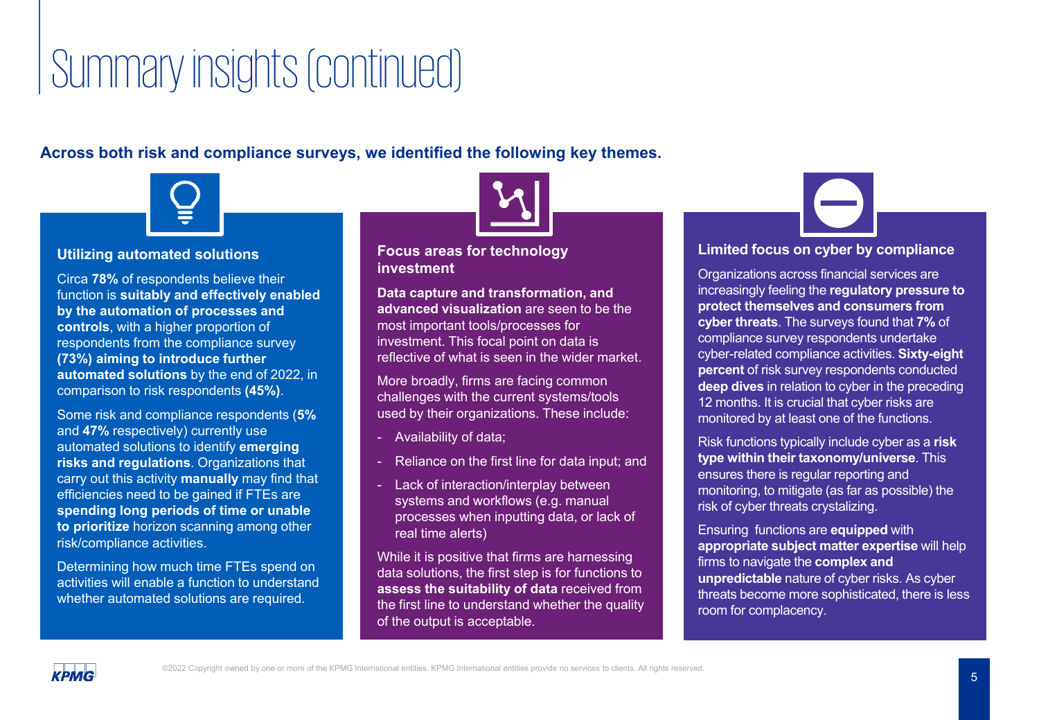# Summary insights (continued)

**Across both risk and compliance surveys, we identified the following key themes.**

### Utilizing automated solutions

Circa **78%** of respondents believe their function is **suitably and effectively enabled by the automation of processes and controls**, with a higher proportion of respondents from the compliance survey **(73%) aiming to introduce further automated solutions** by the end of 2022, in comparison to risk respondents **(45%)**.

Some risk and compliance respondents (**5%** and **47%** respectively) currently use automated solutions to identify **emerging risks and regulations**. Organizations that carry out this activity **manually** may find that efficiencies need to be gained if FTEs are **spending long periods of time or unable to prioritize** horizon scanning among other risk/compliance activities.

Determining how much time FTEs spend on activities will enable a function to understand whether automated solutions are required.

### Focus areas for technology investment

**Data capture and transformation, and advanced visualization** are seen to be the most important tools/processes for investment. This focal point on data is reflective of what is seen in the wider market.

More broadly, firms are facing common challenges with the current systems/tools used by their organizations. These include:

- Availability of data;
- Reliance on the first line for data input; and
- Lack of interaction/interplay between systems and workflows (e.g. manual processes when inputting data, or lack of real time alerts)

While it is positive that firms are harnessing data solutions, the first step is for functions to **assess the suitability of data** received from the first line to understand whether the quality of the output is acceptable.

### Limited focus on cyber by compliance

Organizations across financial services are increasingly feeling the **regulatory pressure to protect themselves and consumers from cyber threats**. The surveys found that **7%** of compliance survey respondents undertake cyber-related compliance activities. **Sixty-eight percent** of risk survey respondents conducted **deep dives** in relation to cyber in the preceding 12 months. It is crucial that cyber risks are monitored by at least one of the functions.

Risk functions typically include cyber as a **risk type within their taxonomy/universe**. This ensures there is regular reporting and monitoring, to mitigate (as far as possible) the risk of cyber threats crystalizing.

Ensuring functions are **equipped** with **appropriate subject matter expertise** will help firms to navigate the **complex and unpredictable** nature of cyber risks. As cyber threats become more sophisticated, there is less room for complacency.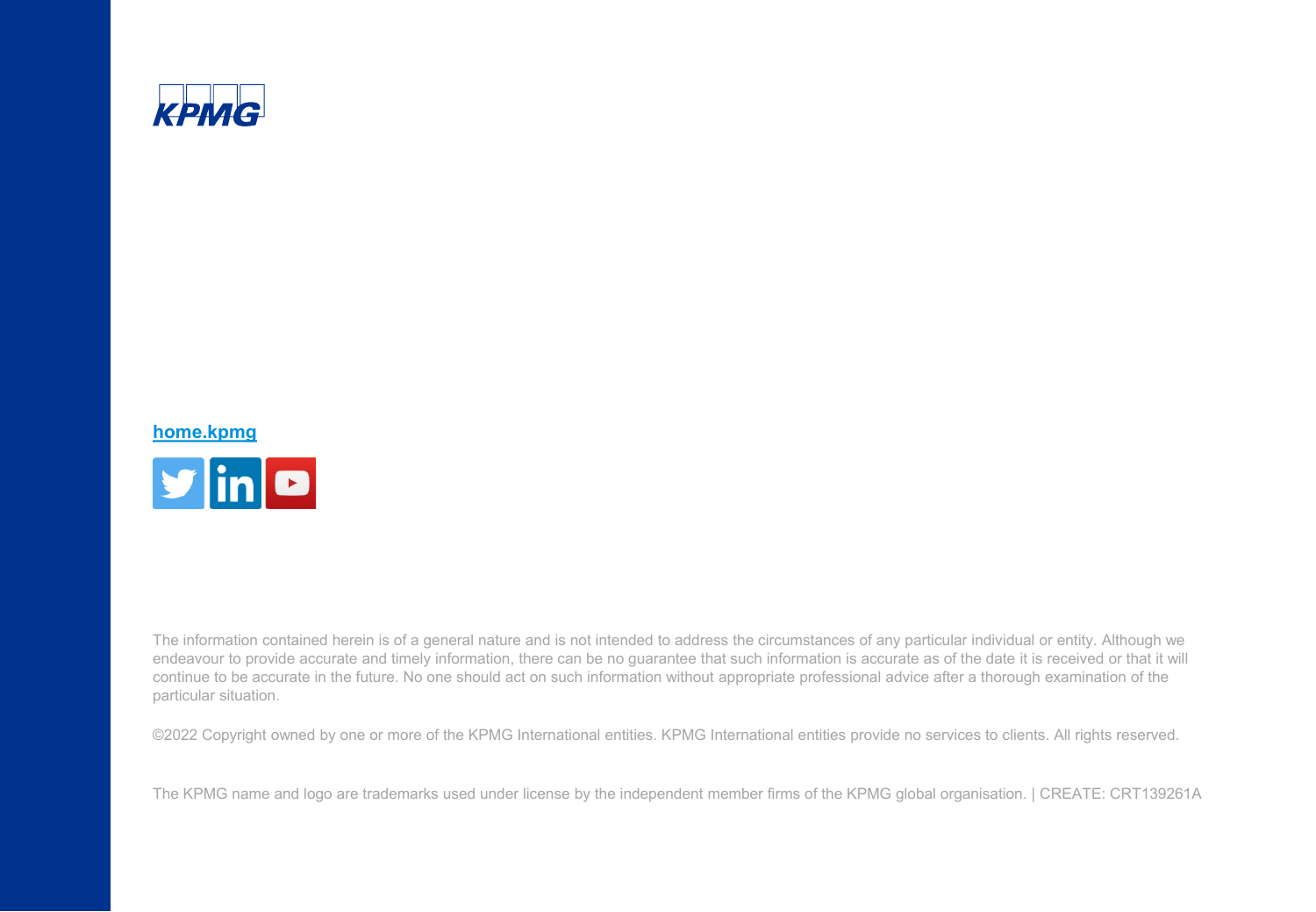KPMG

home.kpmg

The information contained herein is of a general nature and is not intended to address the circumstances of any particular individual or entity. Although we endeavour to provide accurate and timely information, there can be no guarantee that such information is accurate as of the date it is received or that it will continue to be accurate in the future. No one should act on such information without appropriate professional advice after a thorough examination of the particular situation.

©2022 Copyright owned by one or more of the KPMG International entities. KPMG International entities provide no services to clients. All rights reserved.

The KPMG name and logo are trademarks used under license by the independent member firms of the KPMG global organisation. | CREATE: CRT139261A